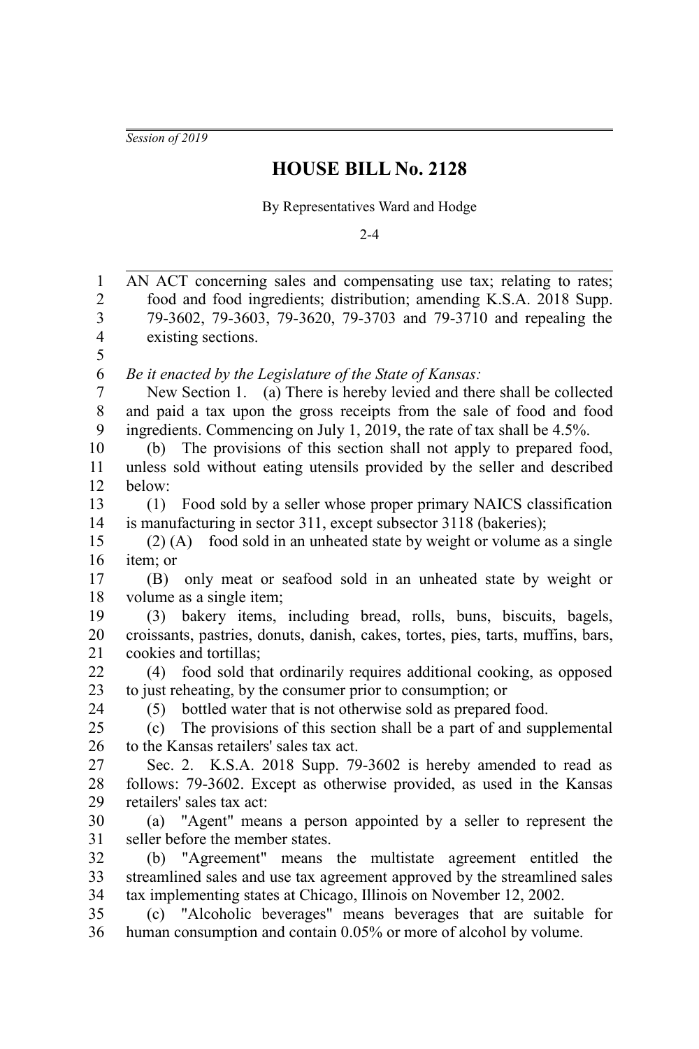*Session of 2019*

# HOUSE BILL No. 2128

By Representatives Ward and Hodge

2-4

AN ACT concerning sales and compensating use tax; relating to rates; food and food ingredients; distribution; amending K.S.A. 2018 Supp. 79-3602, 79-3603, 79-3620, 79-3703 and 79-3710 and repealing the existing sections.

*Be it enacted by the Legislature of the State of Kansas:*

New Section 1. (a) There is hereby levied and there shall be collected and paid a tax upon the gross receipts from the sale of food and food ingredients. Commencing on July 1, 2019, the rate of tax shall be 4.5%.

(b) The provisions of this section shall not apply to prepared food, unless sold without eating utensils provided by the seller and described below:

(1) Food sold by a seller whose proper primary NAICS classification is manufacturing in sector 311, except subsector 3118 (bakeries);

(2) (A) food sold in an unheated state by weight or volume as a single item; or

(B) only meat or seafood sold in an unheated state by weight or volume as a single item;

(3) bakery items, including bread, rolls, buns, biscuits, bagels, croissants, pastries, donuts, danish, cakes, tortes, pies, tarts, muffins, bars, cookies and tortillas;

(4) food sold that ordinarily requires additional cooking, as opposed to just reheating, by the consumer prior to consumption; or

(5) bottled water that is not otherwise sold as prepared food.

(c) The provisions of this section shall be a part of and supplemental to the Kansas retailers' sales tax act.

Sec. 2. K.S.A. 2018 Supp. 79-3602 is hereby amended to read as follows: 79-3602. Except as otherwise provided, as used in the Kansas retailers' sales tax act:

(a) "Agent" means a person appointed by a seller to represent the seller before the member states.

(b) "Agreement" means the multistate agreement entitled the streamlined sales and use tax agreement approved by the streamlined sales tax implementing states at Chicago, Illinois on November 12, 2002.

(c) "Alcoholic beverages" means beverages that are suitable for human consumption and contain 0.05% or more of alcohol by volume.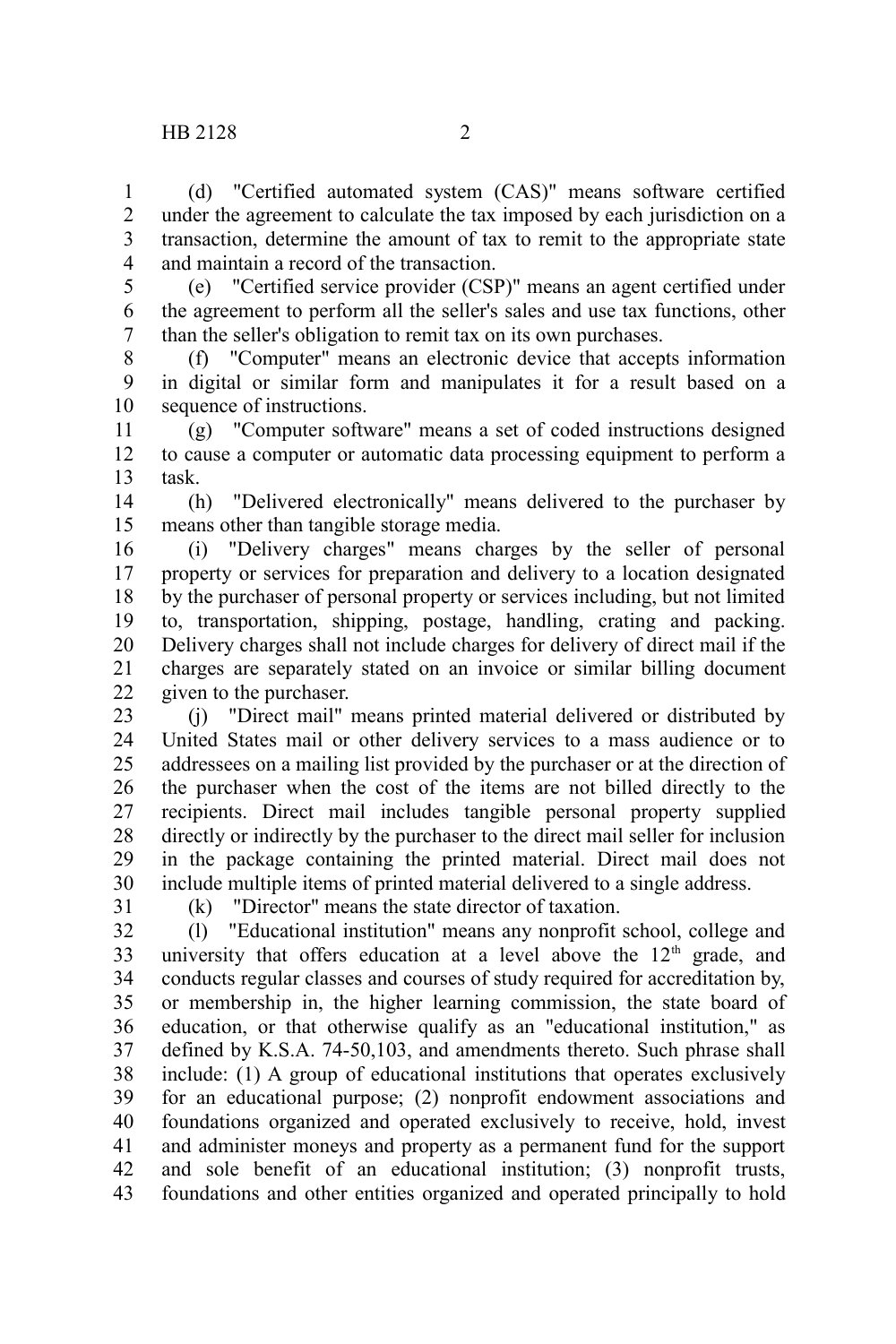(d) "Certified automated system (CAS)" means software certified under the agreement to calculate the tax imposed by each jurisdiction on a transaction, determine the amount of tax to remit to the appropriate state and maintain a record of the transaction.

(e) "Certified service provider (CSP)" means an agent certified under the agreement to perform all the seller's sales and use tax functions, other than the seller's obligation to remit tax on its own purchases.

(f) "Computer" means an electronic device that accepts information in digital or similar form and manipulates it for a result based on a sequence of instructions.

(g) "Computer software" means a set of coded instructions designed to cause a computer or automatic data processing equipment to perform a task.

(h) "Delivered electronically" means delivered to the purchaser by means other than tangible storage media.

(i) "Delivery charges" means charges by the seller of personal property or services for preparation and delivery to a location designated by the purchaser of personal property or services including, but not limited to, transportation, shipping, postage, handling, crating and packing. Delivery charges shall not include charges for delivery of direct mail if the charges are separately stated on an invoice or similar billing document given to the purchaser.

(j) "Direct mail" means printed material delivered or distributed by United States mail or other delivery services to a mass audience or to addressees on a mailing list provided by the purchaser or at the direction of the purchaser when the cost of the items are not billed directly to the recipients. Direct mail includes tangible personal property supplied directly or indirectly by the purchaser to the direct mail seller for inclusion in the package containing the printed material. Direct mail does not include multiple items of printed material delivered to a single address.

(k) "Director" means the state director of taxation.

(l) "Educational institution" means any nonprofit school, college and university that offers education at a level above the 12th grade, and conducts regular classes and courses of study required for accreditation by, or membership in, the higher learning commission, the state board of education, or that otherwise qualify as an "educational institution," as defined by K.S.A. 74-50,103, and amendments thereto. Such phrase shall include: (1) A group of educational institutions that operates exclusively for an educational purpose; (2) nonprofit endowment associations and foundations organized and operated exclusively to receive, hold, invest and administer moneys and property as a permanent fund for the support and sole benefit of an educational institution; (3) nonprofit trusts, foundations and other entities organized and operated principally to hold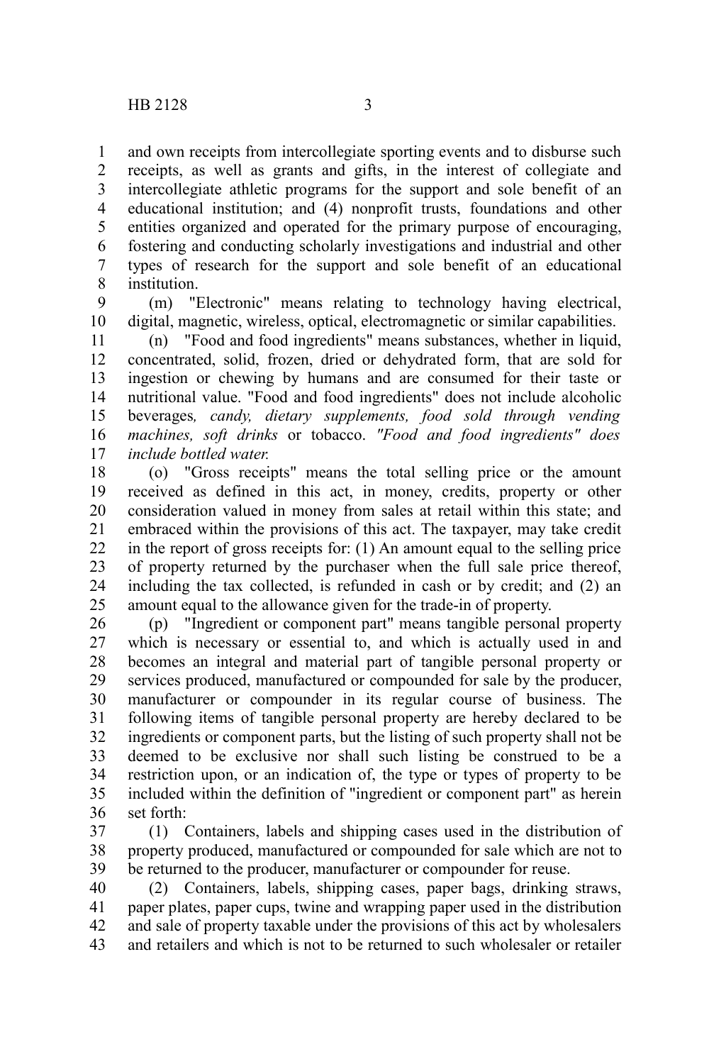and own receipts from intercollegiate sporting events and to disburse such receipts, as well as grants and gifts, in the interest of collegiate and intercollegiate athletic programs for the support and sole benefit of an educational institution; and (4) nonprofit trusts, foundations and other entities organized and operated for the primary purpose of encouraging, fostering and conducting scholarly investigations and industrial and other types of research for the support and sole benefit of an educational institution.

(m) "Electronic" means relating to technology having electrical, digital, magnetic, wireless, optical, electromagnetic or similar capabilities.

(n) "Food and food ingredients" means substances, whether in liquid, concentrated, solid, frozen, dried or dehydrated form, that are sold for ingestion or chewing by humans and are consumed for their taste or nutritional value. "Food and food ingredients" does not include alcoholic beverages*, candy, dietary supplements, food sold through vending machines, soft drinks* or tobacco. *"Food and food ingredients" does include bottled water.*

(o) "Gross receipts" means the total selling price or the amount received as defined in this act, in money, credits, property or other consideration valued in money from sales at retail within this state; and embraced within the provisions of this act. The taxpayer, may take credit in the report of gross receipts for: (1) An amount equal to the selling price of property returned by the purchaser when the full sale price thereof, including the tax collected, is refunded in cash or by credit; and (2) an amount equal to the allowance given for the trade-in of property.

(p) "Ingredient or component part" means tangible personal property which is necessary or essential to, and which is actually used in and becomes an integral and material part of tangible personal property or services produced, manufactured or compounded for sale by the producer, manufacturer or compounder in its regular course of business. The following items of tangible personal property are hereby declared to be ingredients or component parts, but the listing of such property shall not be deemed to be exclusive nor shall such listing be construed to be a restriction upon, or an indication of, the type or types of property to be included within the definition of "ingredient or component part" as herein set forth:

(1) Containers, labels and shipping cases used in the distribution of property produced, manufactured or compounded for sale which are not to be returned to the producer, manufacturer or compounder for reuse.

(2) Containers, labels, shipping cases, paper bags, drinking straws, paper plates, paper cups, twine and wrapping paper used in the distribution and sale of property taxable under the provisions of this act by wholesalers and retailers and which is not to be returned to such wholesaler or retailer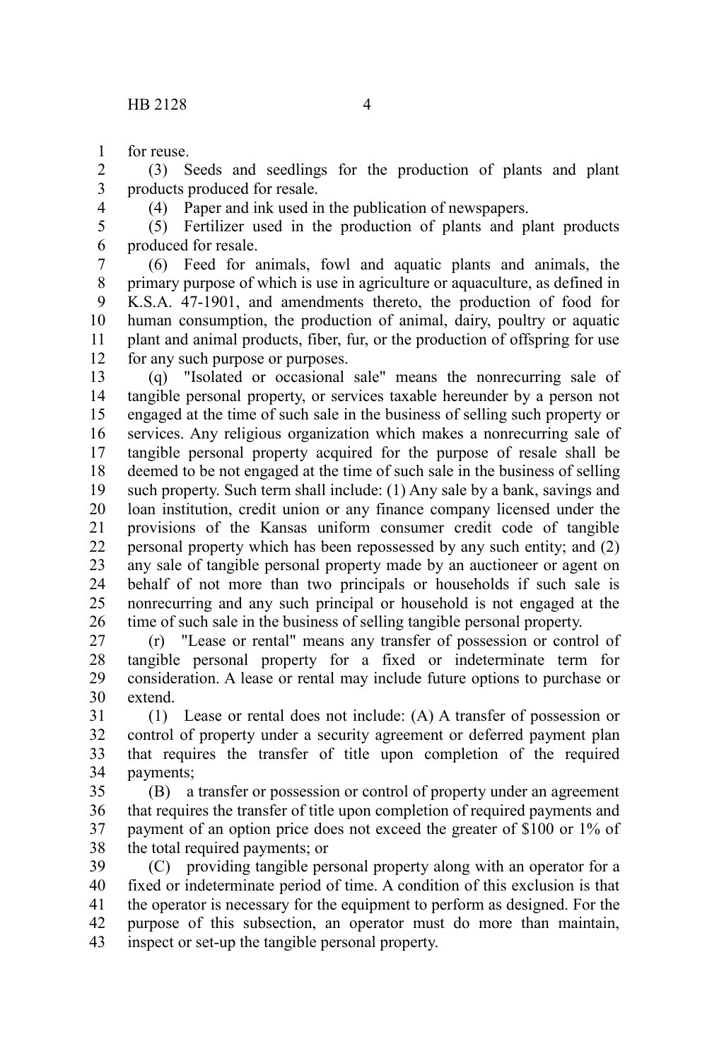for reuse.

(3) Seeds and seedlings for the production of plants and plant products produced for resale.

(4) Paper and ink used in the publication of newspapers.

(5) Fertilizer used in the production of plants and plant products produced for resale.

(6) Feed for animals, fowl and aquatic plants and animals, the primary purpose of which is use in agriculture or aquaculture, as defined in K.S.A. 47-1901, and amendments thereto, the production of food for human consumption, the production of animal, dairy, poultry or aquatic plant and animal products, fiber, fur, or the production of offspring for use for any such purpose or purposes.

(q) "Isolated or occasional sale" means the nonrecurring sale of tangible personal property, or services taxable hereunder by a person not engaged at the time of such sale in the business of selling such property or services. Any religious organization which makes a nonrecurring sale of tangible personal property acquired for the purpose of resale shall be deemed to be not engaged at the time of such sale in the business of selling such property. Such term shall include: (1) Any sale by a bank, savings and loan institution, credit union or any finance company licensed under the provisions of the Kansas uniform consumer credit code of tangible personal property which has been repossessed by any such entity; and (2) any sale of tangible personal property made by an auctioneer or agent on behalf of not more than two principals or households if such sale is nonrecurring and any such principal or household is not engaged at the time of such sale in the business of selling tangible personal property.

(r) "Lease or rental" means any transfer of possession or control of tangible personal property for a fixed or indeterminate term for consideration. A lease or rental may include future options to purchase or extend.

(1) Lease or rental does not include: (A) A transfer of possession or control of property under a security agreement or deferred payment plan that requires the transfer of title upon completion of the required payments;

(B) a transfer or possession or control of property under an agreement that requires the transfer of title upon completion of required payments and payment of an option price does not exceed the greater of $100 or 1% of the total required payments; or

(C) providing tangible personal property along with an operator for a fixed or indeterminate period of time. A condition of this exclusion is that the operator is necessary for the equipment to perform as designed. For the purpose of this subsection, an operator must do more than maintain, inspect or set-up the tangible personal property.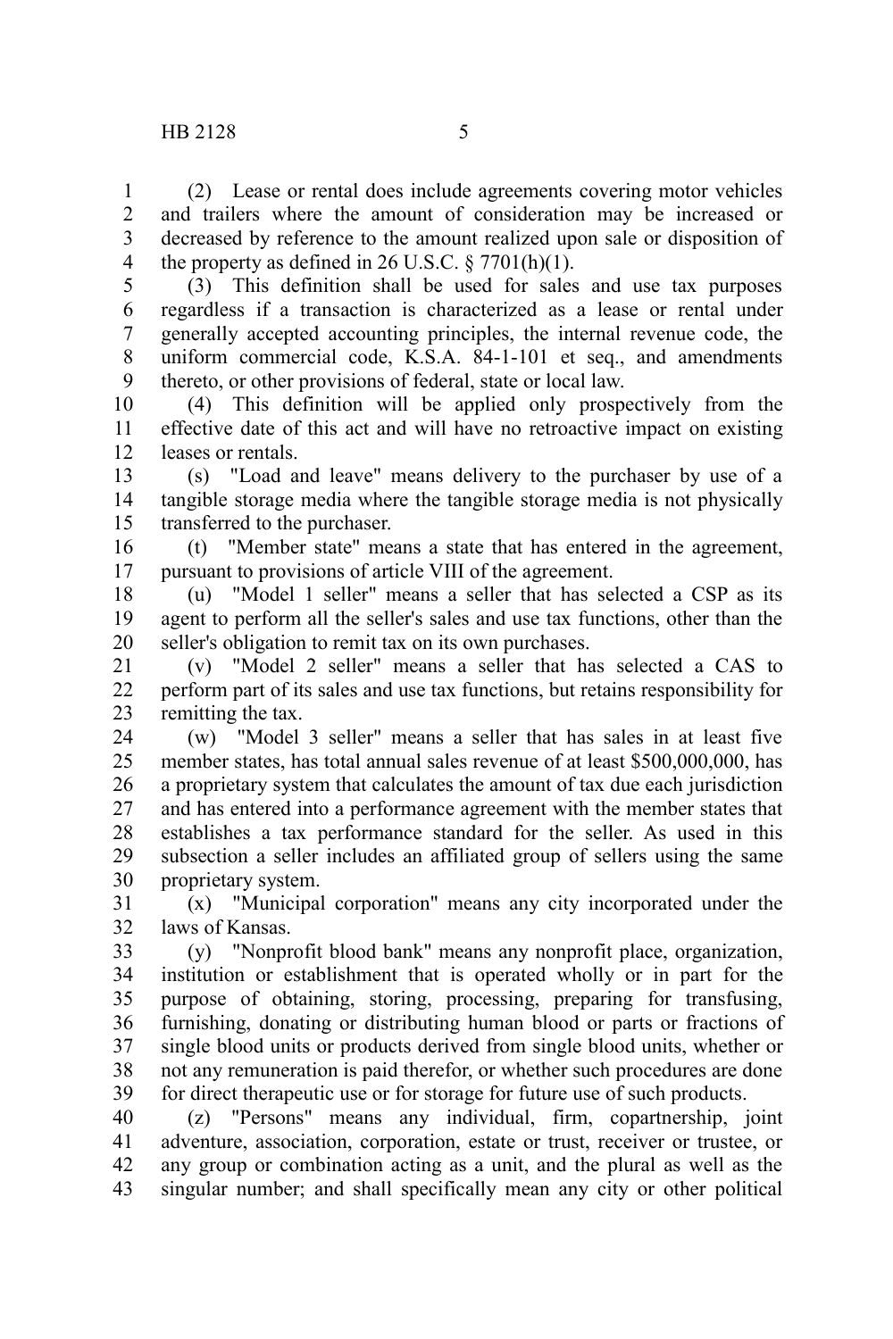(2) Lease or rental does include agreements covering motor vehicles and trailers where the amount of consideration may be increased or decreased by reference to the amount realized upon sale or disposition of the property as defined in 26 U.S.C. § 7701(h)(1).

(3) This definition shall be used for sales and use tax purposes regardless if a transaction is characterized as a lease or rental under generally accepted accounting principles, the internal revenue code, the uniform commercial code, K.S.A. 84-1-101 et seq., and amendments thereto, or other provisions of federal, state or local law.

(4) This definition will be applied only prospectively from the effective date of this act and will have no retroactive impact on existing leases or rentals.

(s) "Load and leave" means delivery to the purchaser by use of a tangible storage media where the tangible storage media is not physically transferred to the purchaser.

(t) "Member state" means a state that has entered in the agreement, pursuant to provisions of article VIII of the agreement.

(u) "Model 1 seller" means a seller that has selected a CSP as its agent to perform all the seller's sales and use tax functions, other than the seller's obligation to remit tax on its own purchases.

(v) "Model 2 seller" means a seller that has selected a CAS to perform part of its sales and use tax functions, but retains responsibility for remitting the tax.

(w) "Model 3 seller" means a seller that has sales in at least five member states, has total annual sales revenue of at least $500,000,000, has a proprietary system that calculates the amount of tax due each jurisdiction and has entered into a performance agreement with the member states that establishes a tax performance standard for the seller. As used in this subsection a seller includes an affiliated group of sellers using the same proprietary system.

(x) "Municipal corporation" means any city incorporated under the laws of Kansas.

(y) "Nonprofit blood bank" means any nonprofit place, organization, institution or establishment that is operated wholly or in part for the purpose of obtaining, storing, processing, preparing for transfusing, furnishing, donating or distributing human blood or parts or fractions of single blood units or products derived from single blood units, whether or not any remuneration is paid therefor, or whether such procedures are done for direct therapeutic use or for storage for future use of such products.

(z) "Persons" means any individual, firm, copartnership, joint adventure, association, corporation, estate or trust, receiver or trustee, or any group or combination acting as a unit, and the plural as well as the singular number; and shall specifically mean any city or other political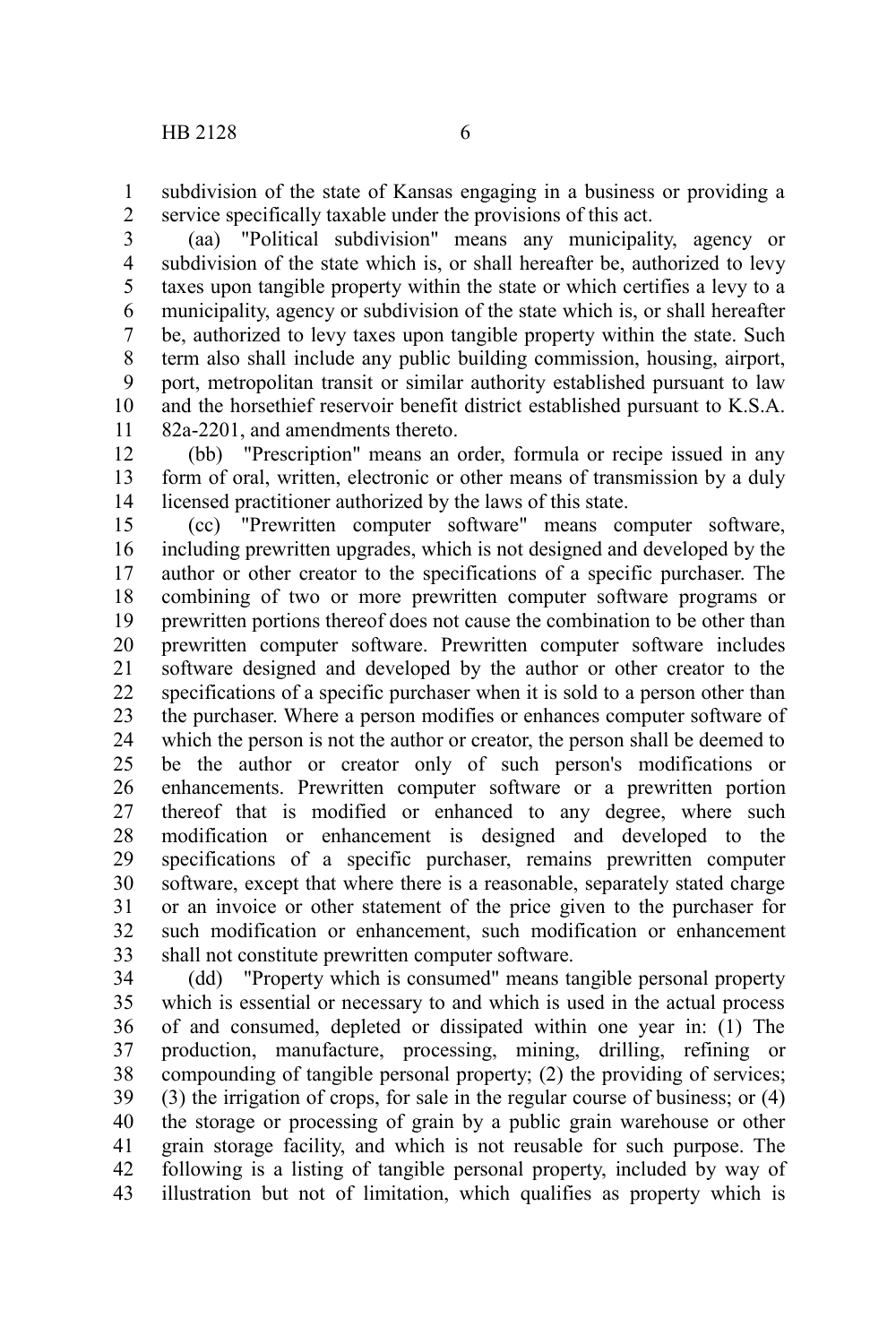subdivision of the state of Kansas engaging in a business or providing a service specifically taxable under the provisions of this act.

(aa) "Political subdivision" means any municipality, agency or subdivision of the state which is, or shall hereafter be, authorized to levy taxes upon tangible property within the state or which certifies a levy to a municipality, agency or subdivision of the state which is, or shall hereafter be, authorized to levy taxes upon tangible property within the state. Such term also shall include any public building commission, housing, airport, port, metropolitan transit or similar authority established pursuant to law and the horsethief reservoir benefit district established pursuant to K.S.A. 82a-2201, and amendments thereto.

(bb) "Prescription" means an order, formula or recipe issued in any form of oral, written, electronic or other means of transmission by a duly licensed practitioner authorized by the laws of this state.

(cc) "Prewritten computer software" means computer software, including prewritten upgrades, which is not designed and developed by the author or other creator to the specifications of a specific purchaser. The combining of two or more prewritten computer software programs or prewritten portions thereof does not cause the combination to be other than prewritten computer software. Prewritten computer software includes software designed and developed by the author or other creator to the specifications of a specific purchaser when it is sold to a person other than the purchaser. Where a person modifies or enhances computer software of which the person is not the author or creator, the person shall be deemed to be the author or creator only of such person's modifications or enhancements. Prewritten computer software or a prewritten portion thereof that is modified or enhanced to any degree, where such modification or enhancement is designed and developed to the specifications of a specific purchaser, remains prewritten computer software, except that where there is a reasonable, separately stated charge or an invoice or other statement of the price given to the purchaser for such modification or enhancement, such modification or enhancement shall not constitute prewritten computer software.

(dd) "Property which is consumed" means tangible personal property which is essential or necessary to and which is used in the actual process of and consumed, depleted or dissipated within one year in: (1) The production, manufacture, processing, mining, drilling, refining or compounding of tangible personal property; (2) the providing of services; (3) the irrigation of crops, for sale in the regular course of business; or (4) the storage or processing of grain by a public grain warehouse or other grain storage facility, and which is not reusable for such purpose. The following is a listing of tangible personal property, included by way of illustration but not of limitation, which qualifies as property which is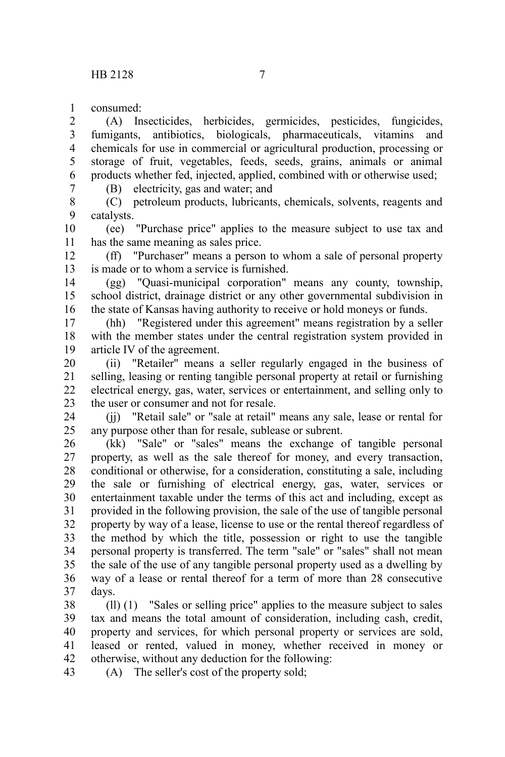consumed:

(A) Insecticides, herbicides, germicides, pesticides, fungicides, fumigants, antibiotics, biologicals, pharmaceuticals, vitamins and chemicals for use in commercial or agricultural production, processing or storage of fruit, vegetables, feeds, seeds, grains, animals or animal products whether fed, injected, applied, combined with or otherwise used;

(B) electricity, gas and water; and

(C) petroleum products, lubricants, chemicals, solvents, reagents and catalysts.

(ee) "Purchase price" applies to the measure subject to use tax and has the same meaning as sales price.

(ff) "Purchaser" means a person to whom a sale of personal property is made or to whom a service is furnished.

(gg) "Quasi-municipal corporation" means any county, township, school district, drainage district or any other governmental subdivision in the state of Kansas having authority to receive or hold moneys or funds.

(hh) "Registered under this agreement" means registration by a seller with the member states under the central registration system provided in article IV of the agreement.

(ii) "Retailer" means a seller regularly engaged in the business of selling, leasing or renting tangible personal property at retail or furnishing electrical energy, gas, water, services or entertainment, and selling only to the user or consumer and not for resale.

(jj) "Retail sale" or "sale at retail" means any sale, lease or rental for any purpose other than for resale, sublease or subrent.

(kk) "Sale" or "sales" means the exchange of tangible personal property, as well as the sale thereof for money, and every transaction, conditional or otherwise, for a consideration, constituting a sale, including the sale or furnishing of electrical energy, gas, water, services or entertainment taxable under the terms of this act and including, except as provided in the following provision, the sale of the use of tangible personal property by way of a lease, license to use or the rental thereof regardless of the method by which the title, possession or right to use the tangible personal property is transferred. The term "sale" or "sales" shall not mean the sale of the use of any tangible personal property used as a dwelling by way of a lease or rental thereof for a term of more than 28 consecutive days.

(ll) (1) "Sales or selling price" applies to the measure subject to sales tax and means the total amount of consideration, including cash, credit, property and services, for which personal property or services are sold, leased or rented, valued in money, whether received in money or otherwise, without any deduction for the following:

(A) The seller's cost of the property sold;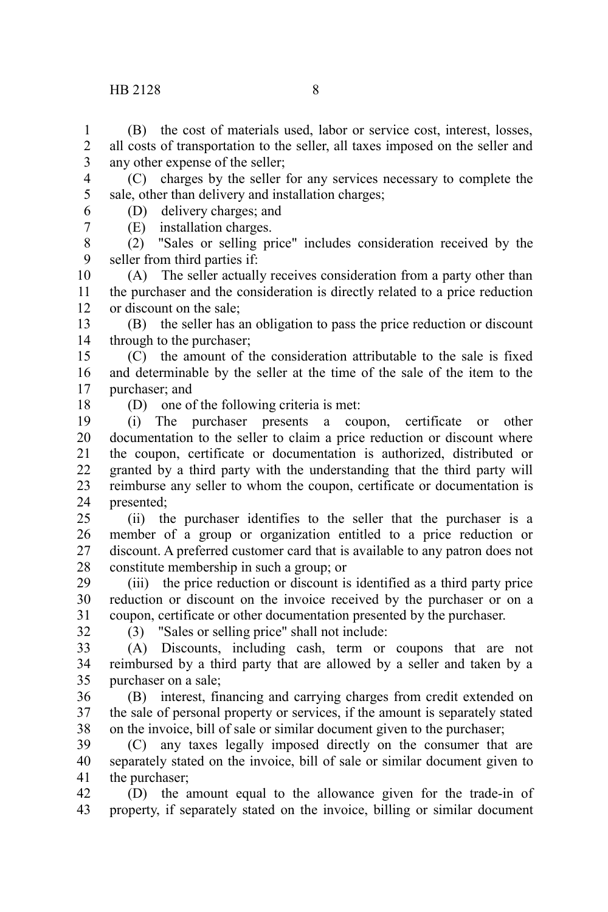(B) the cost of materials used, labor or service cost, interest, losses, all costs of transportation to the seller, all taxes imposed on the seller and any other expense of the seller;

(C) charges by the seller for any services necessary to complete the sale, other than delivery and installation charges;

(D) delivery charges; and

(E) installation charges.

(2) "Sales or selling price" includes consideration received by the seller from third parties if:

(A) The seller actually receives consideration from a party other than the purchaser and the consideration is directly related to a price reduction or discount on the sale;

(B) the seller has an obligation to pass the price reduction or discount through to the purchaser;

(C) the amount of the consideration attributable to the sale is fixed and determinable by the seller at the time of the sale of the item to the purchaser; and

(D) one of the following criteria is met:

(i) The purchaser presents a coupon, certificate or other documentation to the seller to claim a price reduction or discount where the coupon, certificate or documentation is authorized, distributed or granted by a third party with the understanding that the third party will reimburse any seller to whom the coupon, certificate or documentation is presented;

(ii) the purchaser identifies to the seller that the purchaser is a member of a group or organization entitled to a price reduction or discount. A preferred customer card that is available to any patron does not constitute membership in such a group; or

(iii) the price reduction or discount is identified as a third party price reduction or discount on the invoice received by the purchaser or on a coupon, certificate or other documentation presented by the purchaser.

(3) "Sales or selling price" shall not include:

(A) Discounts, including cash, term or coupons that are not reimbursed by a third party that are allowed by a seller and taken by a purchaser on a sale;

(B) interest, financing and carrying charges from credit extended on the sale of personal property or services, if the amount is separately stated on the invoice, bill of sale or similar document given to the purchaser;

(C) any taxes legally imposed directly on the consumer that are separately stated on the invoice, bill of sale or similar document given to the purchaser;

(D) the amount equal to the allowance given for the trade-in of property, if separately stated on the invoice, billing or similar document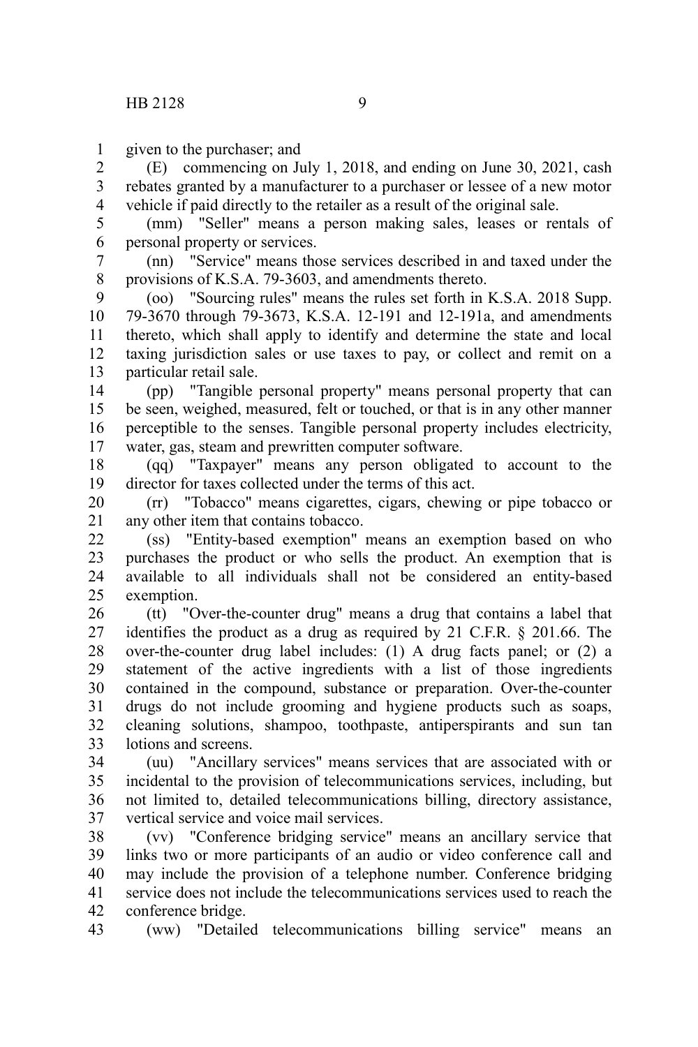given to the purchaser; and

(E) commencing on July 1, 2018, and ending on June 30, 2021, cash rebates granted by a manufacturer to a purchaser or lessee of a new motor vehicle if paid directly to the retailer as a result of the original sale.

(mm) "Seller" means a person making sales, leases or rentals of personal property or services.

(nn) "Service" means those services described in and taxed under the provisions of K.S.A. 79-3603, and amendments thereto.

(oo) "Sourcing rules" means the rules set forth in K.S.A. 2018 Supp. 79-3670 through 79-3673, K.S.A. 12-191 and 12-191a, and amendments thereto, which shall apply to identify and determine the state and local taxing jurisdiction sales or use taxes to pay, or collect and remit on a particular retail sale.

(pp) "Tangible personal property" means personal property that can be seen, weighed, measured, felt or touched, or that is in any other manner perceptible to the senses. Tangible personal property includes electricity, water, gas, steam and prewritten computer software.

(qq) "Taxpayer" means any person obligated to account to the director for taxes collected under the terms of this act.

(rr) "Tobacco" means cigarettes, cigars, chewing or pipe tobacco or any other item that contains tobacco.

(ss) "Entity-based exemption" means an exemption based on who purchases the product or who sells the product. An exemption that is available to all individuals shall not be considered an entity-based exemption.

(tt) "Over-the-counter drug" means a drug that contains a label that identifies the product as a drug as required by 21 C.F.R. § 201.66. The over-the-counter drug label includes: (1) A drug facts panel; or (2) a statement of the active ingredients with a list of those ingredients contained in the compound, substance or preparation. Over-the-counter drugs do not include grooming and hygiene products such as soaps, cleaning solutions, shampoo, toothpaste, antiperspirants and sun tan lotions and screens.

(uu) "Ancillary services" means services that are associated with or incidental to the provision of telecommunications services, including, but not limited to, detailed telecommunications billing, directory assistance, vertical service and voice mail services.

(vv) "Conference bridging service" means an ancillary service that links two or more participants of an audio or video conference call and may include the provision of a telephone number. Conference bridging service does not include the telecommunications services used to reach the conference bridge.

(ww) "Detailed telecommunications billing service" means an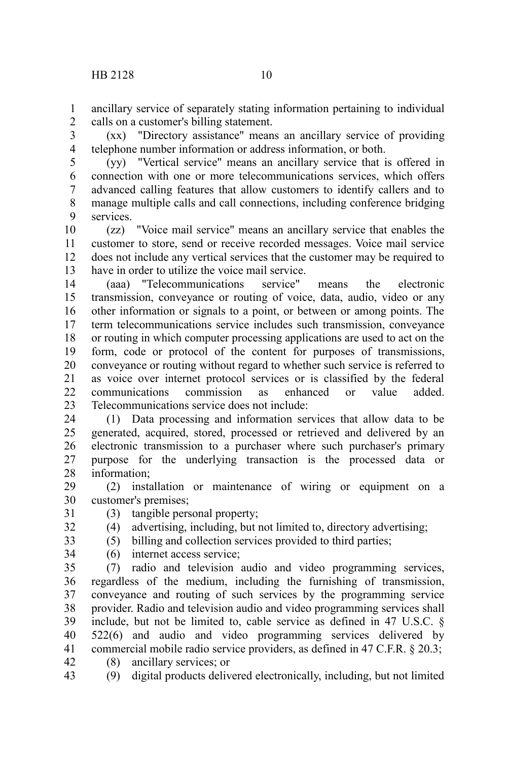ancillary service of separately stating information pertaining to individual calls on a customer's billing statement.

(xx) "Directory assistance" means an ancillary service of providing telephone number information or address information, or both.

(yy) "Vertical service" means an ancillary service that is offered in connection with one or more telecommunications services, which offers advanced calling features that allow customers to identify callers and to manage multiple calls and call connections, including conference bridging services.

(zz) "Voice mail service" means an ancillary service that enables the customer to store, send or receive recorded messages. Voice mail service does not include any vertical services that the customer may be required to have in order to utilize the voice mail service.

(aaa) "Telecommunications service" means the electronic transmission, conveyance or routing of voice, data, audio, video or any other information or signals to a point, or between or among points. The term telecommunications service includes such transmission, conveyance or routing in which computer processing applications are used to act on the form, code or protocol of the content for purposes of transmissions, conveyance or routing without regard to whether such service is referred to as voice over internet protocol services or is classified by the federal communications commission as enhanced or value added. Telecommunications service does not include:

(1) Data processing and information services that allow data to be generated, acquired, stored, processed or retrieved and delivered by an electronic transmission to a purchaser where such purchaser's primary purpose for the underlying transaction is the processed data or information;

(2) installation or maintenance of wiring or equipment on a customer's premises;

(3) tangible personal property;

(4) advertising, including, but not limited to, directory advertising;

(5) billing and collection services provided to third parties;

(6) internet access service;

(7) radio and television audio and video programming services, regardless of the medium, including the furnishing of transmission, conveyance and routing of such services by the programming service provider. Radio and television audio and video programming services shall include, but not be limited to, cable service as defined in 47 U.S.C. § 522(6) and audio and video programming services delivered by commercial mobile radio service providers, as defined in 47 C.F.R. § 20.3;

(8) ancillary services; or

(9) digital products delivered electronically, including, but not limited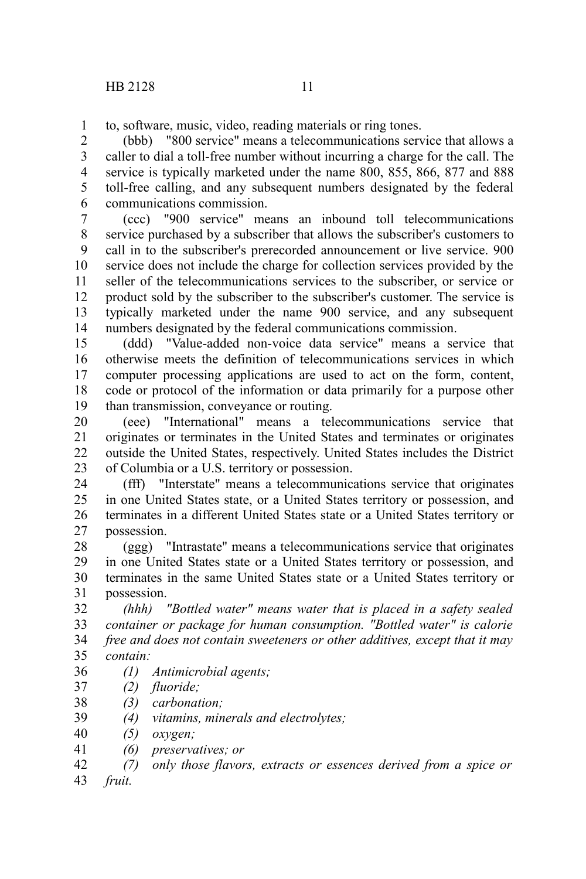to, software, music, video, reading materials or ring tones.

(bbb) "800 service" means a telecommunications service that allows a caller to dial a toll-free number without incurring a charge for the call. The service is typically marketed under the name 800, 855, 866, 877 and 888 toll-free calling, and any subsequent numbers designated by the federal communications commission.

(ccc) "900 service" means an inbound toll telecommunications service purchased by a subscriber that allows the subscriber's customers to call in to the subscriber's prerecorded announcement or live service. 900 service does not include the charge for collection services provided by the seller of the telecommunications services to the subscriber, or service or product sold by the subscriber to the subscriber's customer. The service is typically marketed under the name 900 service, and any subsequent numbers designated by the federal communications commission.

(ddd) "Value-added non-voice data service" means a service that otherwise meets the definition of telecommunications services in which computer processing applications are used to act on the form, content, code or protocol of the information or data primarily for a purpose other than transmission, conveyance or routing.

(eee) "International" means a telecommunications service that originates or terminates in the United States and terminates or originates outside the United States, respectively. United States includes the District of Columbia or a U.S. territory or possession.

(fff) "Interstate" means a telecommunications service that originates in one United States state, or a United States territory or possession, and terminates in a different United States state or a United States territory or possession.

(ggg) "Intrastate" means a telecommunications service that originates in one United States state or a United States territory or possession, and terminates in the same United States state or a United States territory or possession.

*(hhh) "Bottled water" means water that is placed in a safety sealed container or package for human consumption. "Bottled water" is calorie free and does not contain sweeteners or other additives, except that it may contain:*

*(1) Antimicrobial agents;*

*(2) fluoride;*

*(3) carbonation;*

*(4) vitamins, minerals and electrolytes;*

*(5) oxygen;*

*(6) preservatives; or*

*(7) only those flavors, extracts or essences derived from a spice or fruit.*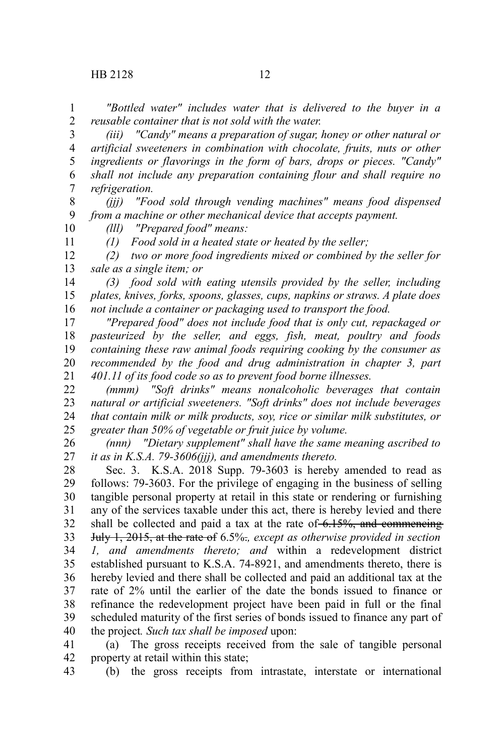*"Bottled water" includes water that is delivered to the buyer in a reusable container that is not sold with the water.*

*(iii) "Candy" means a preparation of sugar, honey or other natural or artificial sweeteners in combination with chocolate, fruits, nuts or other ingredients or flavorings in the form of bars, drops or pieces. "Candy" shall not include any preparation containing flour and shall require no refrigeration.*

*(jjj) "Food sold through vending machines" means food dispensed from a machine or other mechanical device that accepts payment.*

*(lll) "Prepared food" means:*

*(1) Food sold in a heated state or heated by the seller;*

*(2) two or more food ingredients mixed or combined by the seller for sale as a single item; or*

*(3) food sold with eating utensils provided by the seller, including plates, knives, forks, spoons, glasses, cups, napkins or straws. A plate does not include a container or packaging used to transport the food.*

*"Prepared food" does not include food that is only cut, repackaged or pasteurized by the seller, and eggs, fish, meat, poultry and foods containing these raw animal foods requiring cooking by the consumer as recommended by the food and drug administration in chapter 3, part 401.11 of its food code so as to prevent food borne illnesses.*

*(mmm) "Soft drinks" means nonalcoholic beverages that contain natural or artificial sweeteners. "Soft drinks" does not include beverages that contain milk or milk products, soy, rice or similar milk substitutes, or greater than 50% of vegetable or fruit juice by volume.*

*(nnn) "Dietary supplement" shall have the same meaning ascribed to it as in K.S.A. 79-3606(jjj), and amendments thereto.*

Sec. 3. K.S.A. 2018 Supp. 79-3603 is hereby amended to read as follows: 79-3603. For the privilege of engaging in the business of selling tangible personal property at retail in this state or rendering or furnishing any of the services taxable under this act, there is hereby levied and there shall be collected and paid a tax at the rate of ~~6.15%, and commencing July 1, 2015, at the rate of~~ 6.5%~~.~~*, except as otherwise provided in section 1, and amendments thereto; and* within a redevelopment district established pursuant to K.S.A. 74-8921, and amendments thereto, there is hereby levied and there shall be collected and paid an additional tax at the rate of 2% until the earlier of the date the bonds issued to finance or refinance the redevelopment project have been paid in full or the final scheduled maturity of the first series of bonds issued to finance any part of the project*. Such tax shall be imposed* upon:

(a) The gross receipts received from the sale of tangible personal property at retail within this state;

(b) the gross receipts from intrastate, interstate or international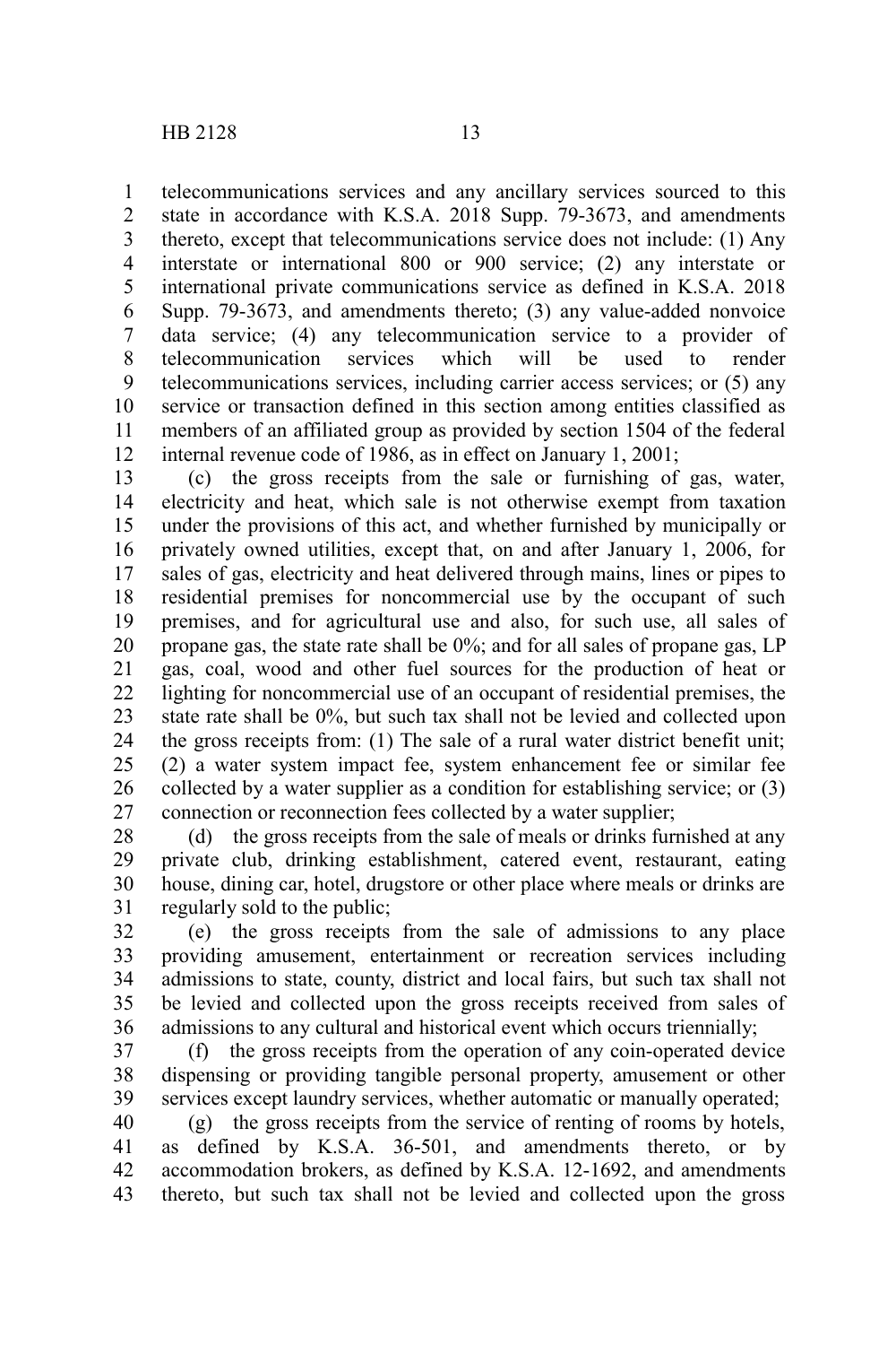telecommunications services and any ancillary services sourced to this state in accordance with K.S.A. 2018 Supp. 79-3673, and amendments thereto, except that telecommunications service does not include: (1) Any interstate or international 800 or 900 service; (2) any interstate or international private communications service as defined in K.S.A. 2018 Supp. 79-3673, and amendments thereto; (3) any value-added nonvoice data service; (4) any telecommunication service to a provider of telecommunication services which will be used to render telecommunications services, including carrier access services; or (5) any service or transaction defined in this section among entities classified as members of an affiliated group as provided by section 1504 of the federal internal revenue code of 1986, as in effect on January 1, 2001;

(c) the gross receipts from the sale or furnishing of gas, water, electricity and heat, which sale is not otherwise exempt from taxation under the provisions of this act, and whether furnished by municipally or privately owned utilities, except that, on and after January 1, 2006, for sales of gas, electricity and heat delivered through mains, lines or pipes to residential premises for noncommercial use by the occupant of such premises, and for agricultural use and also, for such use, all sales of propane gas, the state rate shall be 0%; and for all sales of propane gas, LP gas, coal, wood and other fuel sources for the production of heat or lighting for noncommercial use of an occupant of residential premises, the state rate shall be 0%, but such tax shall not be levied and collected upon the gross receipts from: (1) The sale of a rural water district benefit unit; (2) a water system impact fee, system enhancement fee or similar fee collected by a water supplier as a condition for establishing service; or (3) connection or reconnection fees collected by a water supplier;

(d) the gross receipts from the sale of meals or drinks furnished at any private club, drinking establishment, catered event, restaurant, eating house, dining car, hotel, drugstore or other place where meals or drinks are regularly sold to the public;

(e) the gross receipts from the sale of admissions to any place providing amusement, entertainment or recreation services including admissions to state, county, district and local fairs, but such tax shall not be levied and collected upon the gross receipts received from sales of admissions to any cultural and historical event which occurs triennially;

(f) the gross receipts from the operation of any coin-operated device dispensing or providing tangible personal property, amusement or other services except laundry services, whether automatic or manually operated;

(g) the gross receipts from the service of renting of rooms by hotels, as defined by K.S.A. 36-501, and amendments thereto, or by accommodation brokers, as defined by K.S.A. 12-1692, and amendments thereto, but such tax shall not be levied and collected upon the gross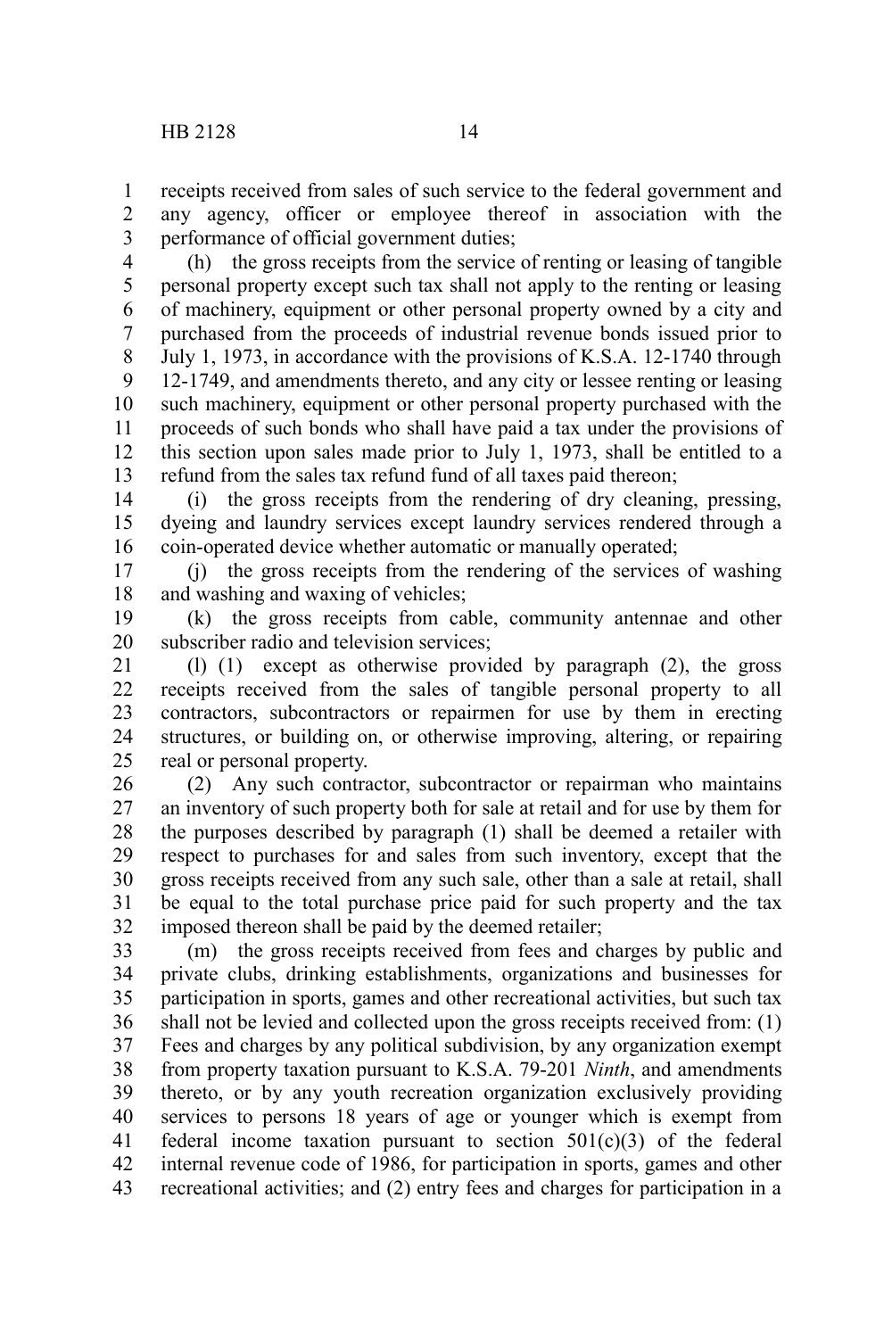receipts received from sales of such service to the federal government and any agency, officer or employee thereof in association with the performance of official government duties;

(h) the gross receipts from the service of renting or leasing of tangible personal property except such tax shall not apply to the renting or leasing of machinery, equipment or other personal property owned by a city and purchased from the proceeds of industrial revenue bonds issued prior to July 1, 1973, in accordance with the provisions of K.S.A. 12-1740 through 12-1749, and amendments thereto, and any city or lessee renting or leasing such machinery, equipment or other personal property purchased with the proceeds of such bonds who shall have paid a tax under the provisions of this section upon sales made prior to July 1, 1973, shall be entitled to a refund from the sales tax refund fund of all taxes paid thereon;

(i) the gross receipts from the rendering of dry cleaning, pressing, dyeing and laundry services except laundry services rendered through a coin-operated device whether automatic or manually operated;

(j) the gross receipts from the rendering of the services of washing and washing and waxing of vehicles;

(k) the gross receipts from cable, community antennae and other subscriber radio and television services;

(l) (1) except as otherwise provided by paragraph (2), the gross receipts received from the sales of tangible personal property to all contractors, subcontractors or repairmen for use by them in erecting structures, or building on, or otherwise improving, altering, or repairing real or personal property.

(2) Any such contractor, subcontractor or repairman who maintains an inventory of such property both for sale at retail and for use by them for the purposes described by paragraph (1) shall be deemed a retailer with respect to purchases for and sales from such inventory, except that the gross receipts received from any such sale, other than a sale at retail, shall be equal to the total purchase price paid for such property and the tax imposed thereon shall be paid by the deemed retailer;

(m) the gross receipts received from fees and charges by public and private clubs, drinking establishments, organizations and businesses for participation in sports, games and other recreational activities, but such tax shall not be levied and collected upon the gross receipts received from: (1) Fees and charges by any political subdivision, by any organization exempt from property taxation pursuant to K.S.A. 79-201 *Ninth*, and amendments thereto, or by any youth recreation organization exclusively providing services to persons 18 years of age or younger which is exempt from federal income taxation pursuant to section 501(c)(3) of the federal internal revenue code of 1986, for participation in sports, games and other recreational activities; and (2) entry fees and charges for participation in a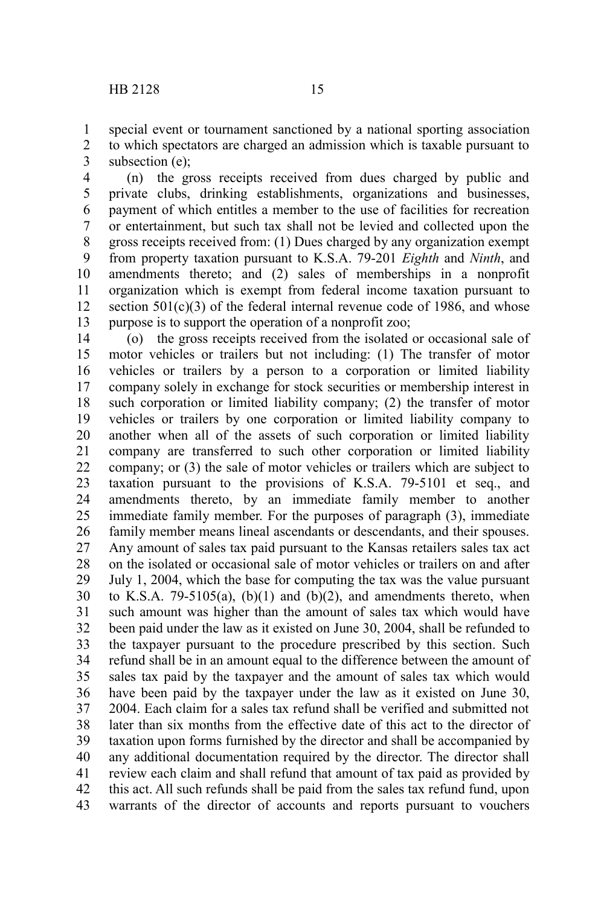special event or tournament sanctioned by a national sporting association to which spectators are charged an admission which is taxable pursuant to subsection (e);

(n) the gross receipts received from dues charged by public and private clubs, drinking establishments, organizations and businesses, payment of which entitles a member to the use of facilities for recreation or entertainment, but such tax shall not be levied and collected upon the gross receipts received from: (1) Dues charged by any organization exempt from property taxation pursuant to K.S.A. 79-201 *Eighth* and *Ninth*, and amendments thereto; and (2) sales of memberships in a nonprofit organization which is exempt from federal income taxation pursuant to section 501(c)(3) of the federal internal revenue code of 1986, and whose purpose is to support the operation of a nonprofit zoo;

(o) the gross receipts received from the isolated or occasional sale of motor vehicles or trailers but not including: (1) The transfer of motor vehicles or trailers by a person to a corporation or limited liability company solely in exchange for stock securities or membership interest in such corporation or limited liability company; (2) the transfer of motor vehicles or trailers by one corporation or limited liability company to another when all of the assets of such corporation or limited liability company are transferred to such other corporation or limited liability company; or (3) the sale of motor vehicles or trailers which are subject to taxation pursuant to the provisions of K.S.A. 79-5101 et seq., and amendments thereto, by an immediate family member to another immediate family member. For the purposes of paragraph (3), immediate family member means lineal ascendants or descendants, and their spouses. Any amount of sales tax paid pursuant to the Kansas retailers sales tax act on the isolated or occasional sale of motor vehicles or trailers on and after July 1, 2004, which the base for computing the tax was the value pursuant to K.S.A. 79-5105(a), (b)(1) and (b)(2), and amendments thereto, when such amount was higher than the amount of sales tax which would have been paid under the law as it existed on June 30, 2004, shall be refunded to the taxpayer pursuant to the procedure prescribed by this section. Such refund shall be in an amount equal to the difference between the amount of sales tax paid by the taxpayer and the amount of sales tax which would have been paid by the taxpayer under the law as it existed on June 30, 2004. Each claim for a sales tax refund shall be verified and submitted not later than six months from the effective date of this act to the director of taxation upon forms furnished by the director and shall be accompanied by any additional documentation required by the director. The director shall review each claim and shall refund that amount of tax paid as provided by this act. All such refunds shall be paid from the sales tax refund fund, upon warrants of the director of accounts and reports pursuant to vouchers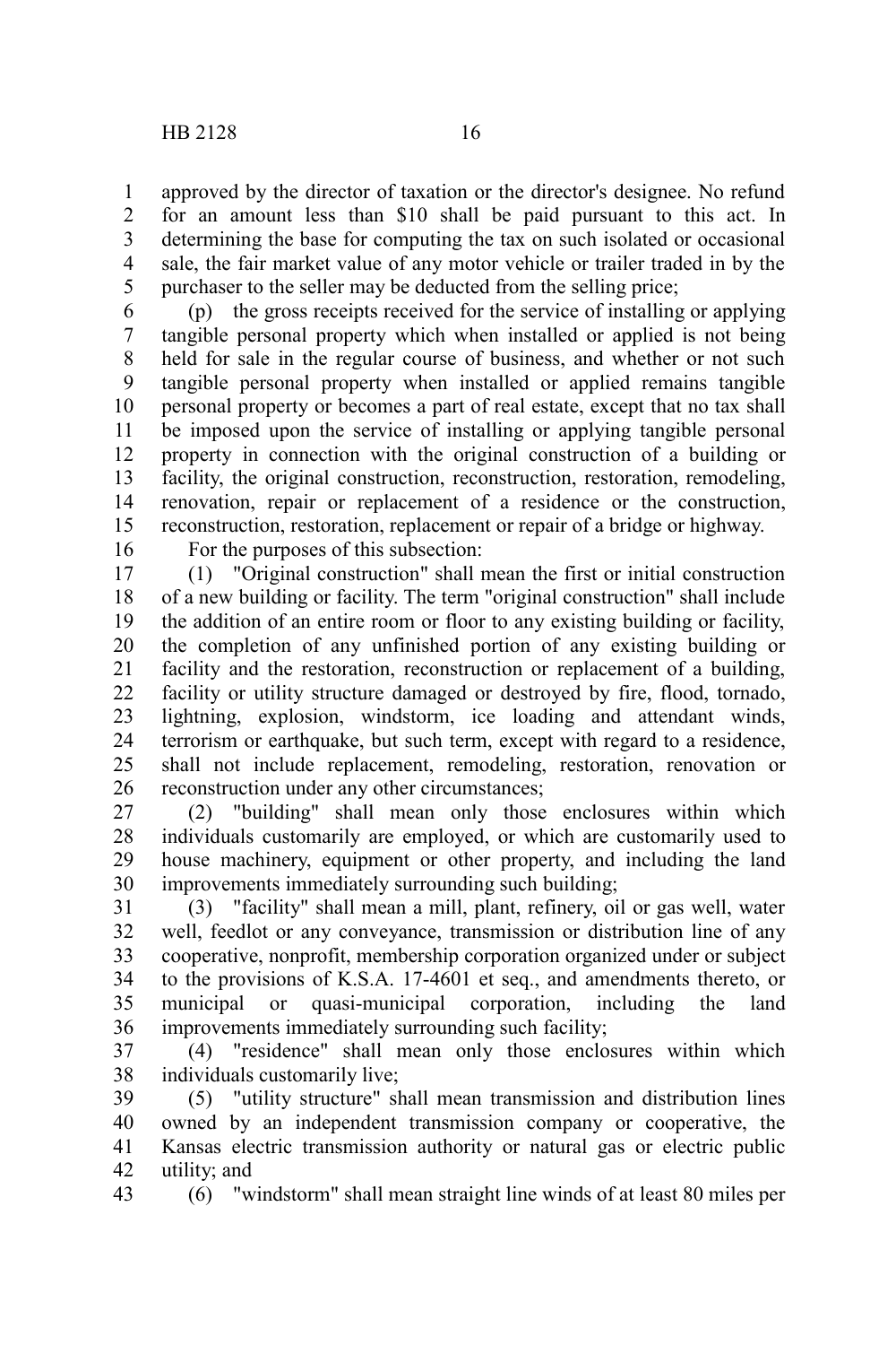approved by the director of taxation or the director's designee. No refund for an amount less than $10 shall be paid pursuant to this act. In determining the base for computing the tax on such isolated or occasional sale, the fair market value of any motor vehicle or trailer traded in by the purchaser to the seller may be deducted from the selling price;

(p) the gross receipts received for the service of installing or applying tangible personal property which when installed or applied is not being held for sale in the regular course of business, and whether or not such tangible personal property when installed or applied remains tangible personal property or becomes a part of real estate, except that no tax shall be imposed upon the service of installing or applying tangible personal property in connection with the original construction of a building or facility, the original construction, reconstruction, restoration, remodeling, renovation, repair or replacement of a residence or the construction, reconstruction, restoration, replacement or repair of a bridge or highway.

For the purposes of this subsection:

(1) "Original construction" shall mean the first or initial construction of a new building or facility. The term "original construction" shall include the addition of an entire room or floor to any existing building or facility, the completion of any unfinished portion of any existing building or facility and the restoration, reconstruction or replacement of a building, facility or utility structure damaged or destroyed by fire, flood, tornado, lightning, explosion, windstorm, ice loading and attendant winds, terrorism or earthquake, but such term, except with regard to a residence, shall not include replacement, remodeling, restoration, renovation or reconstruction under any other circumstances;

(2) "building" shall mean only those enclosures within which individuals customarily are employed, or which are customarily used to house machinery, equipment or other property, and including the land improvements immediately surrounding such building;

(3) "facility" shall mean a mill, plant, refinery, oil or gas well, water well, feedlot or any conveyance, transmission or distribution line of any cooperative, nonprofit, membership corporation organized under or subject to the provisions of K.S.A. 17-4601 et seq., and amendments thereto, or municipal or quasi-municipal corporation, including the land improvements immediately surrounding such facility;

(4) "residence" shall mean only those enclosures within which individuals customarily live;

(5) "utility structure" shall mean transmission and distribution lines owned by an independent transmission company or cooperative, the Kansas electric transmission authority or natural gas or electric public utility; and

(6) "windstorm" shall mean straight line winds of at least 80 miles per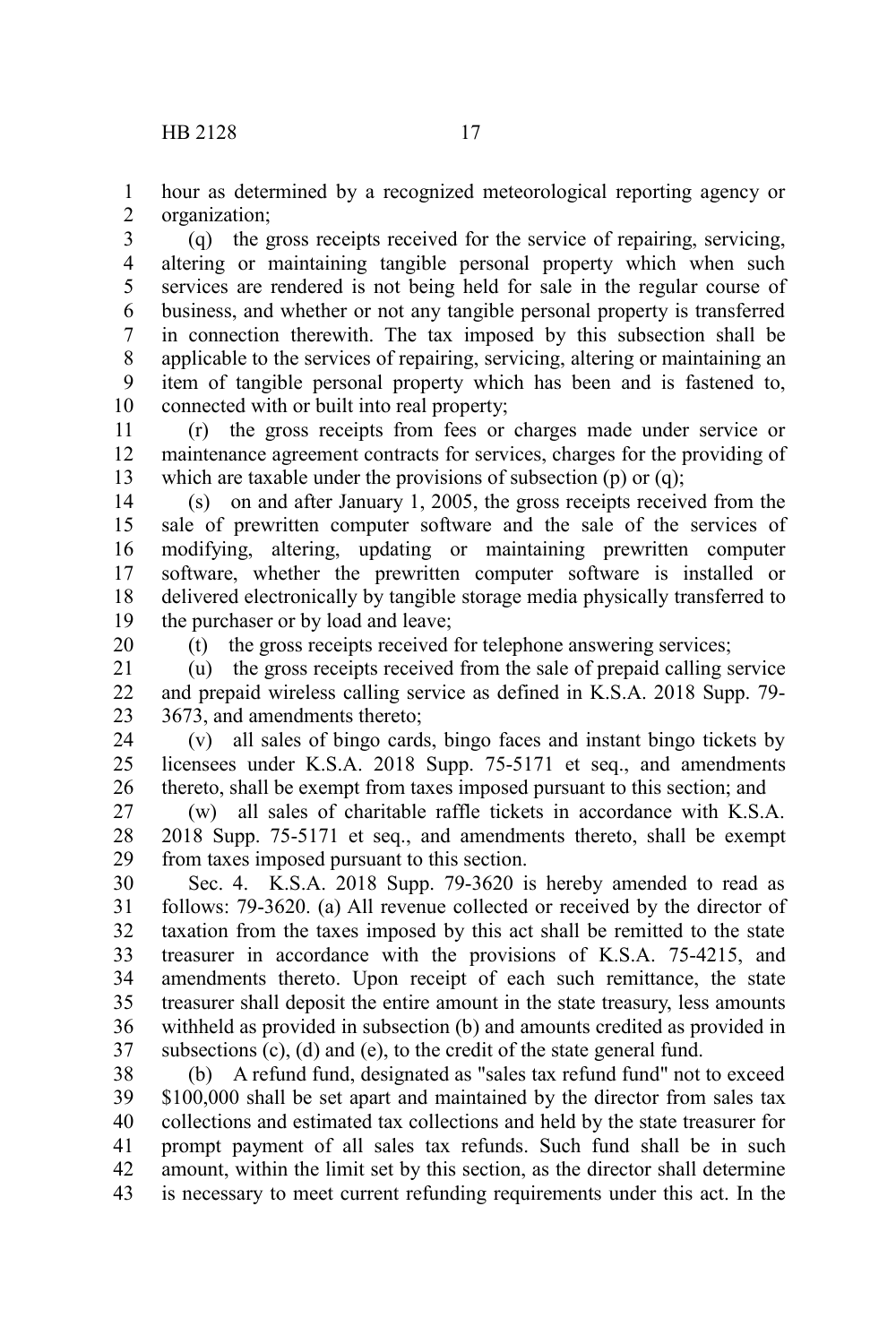hour as determined by a recognized meteorological reporting agency or organization;

(q) the gross receipts received for the service of repairing, servicing, altering or maintaining tangible personal property which when such services are rendered is not being held for sale in the regular course of business, and whether or not any tangible personal property is transferred in connection therewith. The tax imposed by this subsection shall be applicable to the services of repairing, servicing, altering or maintaining an item of tangible personal property which has been and is fastened to, connected with or built into real property;

(r) the gross receipts from fees or charges made under service or maintenance agreement contracts for services, charges for the providing of which are taxable under the provisions of subsection (p) or (q);

(s) on and after January 1, 2005, the gross receipts received from the sale of prewritten computer software and the sale of the services of modifying, altering, updating or maintaining prewritten computer software, whether the prewritten computer software is installed or delivered electronically by tangible storage media physically transferred to the purchaser or by load and leave;

(t) the gross receipts received for telephone answering services;

(u) the gross receipts received from the sale of prepaid calling service and prepaid wireless calling service as defined in K.S.A. 2018 Supp. 79-3673, and amendments thereto;

(v) all sales of bingo cards, bingo faces and instant bingo tickets by licensees under K.S.A. 2018 Supp. 75-5171 et seq., and amendments thereto, shall be exempt from taxes imposed pursuant to this section; and

(w) all sales of charitable raffle tickets in accordance with K.S.A. 2018 Supp. 75-5171 et seq., and amendments thereto, shall be exempt from taxes imposed pursuant to this section.

Sec. 4. K.S.A. 2018 Supp. 79-3620 is hereby amended to read as follows: 79-3620. (a) All revenue collected or received by the director of taxation from the taxes imposed by this act shall be remitted to the state treasurer in accordance with the provisions of K.S.A. 75-4215, and amendments thereto. Upon receipt of each such remittance, the state treasurer shall deposit the entire amount in the state treasury, less amounts withheld as provided in subsection (b) and amounts credited as provided in subsections (c), (d) and (e), to the credit of the state general fund.

(b) A refund fund, designated as "sales tax refund fund" not to exceed $100,000 shall be set apart and maintained by the director from sales tax collections and estimated tax collections and held by the state treasurer for prompt payment of all sales tax refunds. Such fund shall be in such amount, within the limit set by this section, as the director shall determine is necessary to meet current refunding requirements under this act. In the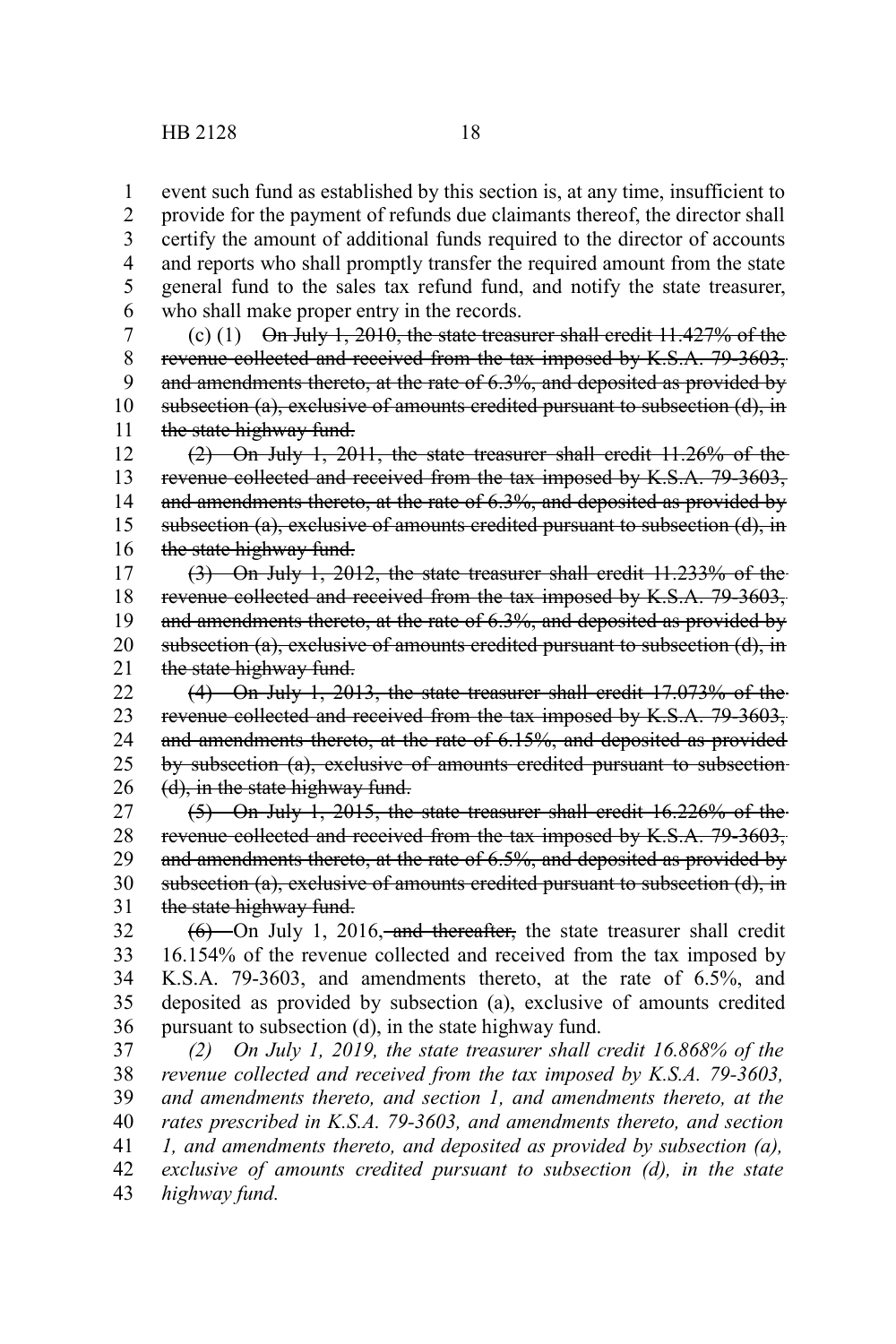event such fund as established by this section is, at any time, insufficient to provide for the payment of refunds due claimants thereof, the director shall certify the amount of additional funds required to the director of accounts and reports who shall promptly transfer the required amount from the state general fund to the sales tax refund fund, and notify the state treasurer, who shall make proper entry in the records.

(c) (1) ~~On July 1, 2010, the state treasurer shall credit 11.427% of the revenue collected and received from the tax imposed by K.S.A. 79-3603, and amendments thereto, at the rate of 6.3%, and deposited as provided by subsection (a), exclusive of amounts credited pursuant to subsection (d), in the state highway fund.~~

~~(2) On July 1, 2011, the state treasurer shall credit 11.26% of the revenue collected and received from the tax imposed by K.S.A. 79-3603, and amendments thereto, at the rate of 6.3%, and deposited as provided by subsection (a), exclusive of amounts credited pursuant to subsection (d), in the state highway fund.~~

~~(3) On July 1, 2012, the state treasurer shall credit 11.233% of the revenue collected and received from the tax imposed by K.S.A. 79-3603, and amendments thereto, at the rate of 6.3%, and deposited as provided by subsection (a), exclusive of amounts credited pursuant to subsection (d), in the state highway fund.~~

~~(4) On July 1, 2013, the state treasurer shall credit 17.073% of the revenue collected and received from the tax imposed by K.S.A. 79-3603, and amendments thereto, at the rate of 6.15%, and deposited as provided by subsection (a), exclusive of amounts credited pursuant to subsection (d), in the state highway fund.~~

~~(5) On July 1, 2015, the state treasurer shall credit 16.226% of the revenue collected and received from the tax imposed by K.S.A. 79-3603, and amendments thereto, at the rate of 6.5%, and deposited as provided by subsection (a), exclusive of amounts credited pursuant to subsection (d), in the state highway fund.~~

~~(6)~~ On July 1, 2016~~, and thereafter,~~ the state treasurer shall credit 16.154% of the revenue collected and received from the tax imposed by K.S.A. 79-3603, and amendments thereto, at the rate of 6.5%, and deposited as provided by subsection (a), exclusive of amounts credited pursuant to subsection (d), in the state highway fund.

*(2) On July 1, 2019, the state treasurer shall credit 16.868% of the revenue collected and received from the tax imposed by K.S.A. 79-3603, and amendments thereto, and section 1, and amendments thereto, at the rates prescribed in K.S.A. 79-3603, and amendments thereto, and section 1, and amendments thereto, and deposited as provided by subsection (a), exclusive of amounts credited pursuant to subsection (d), in the state highway fund.*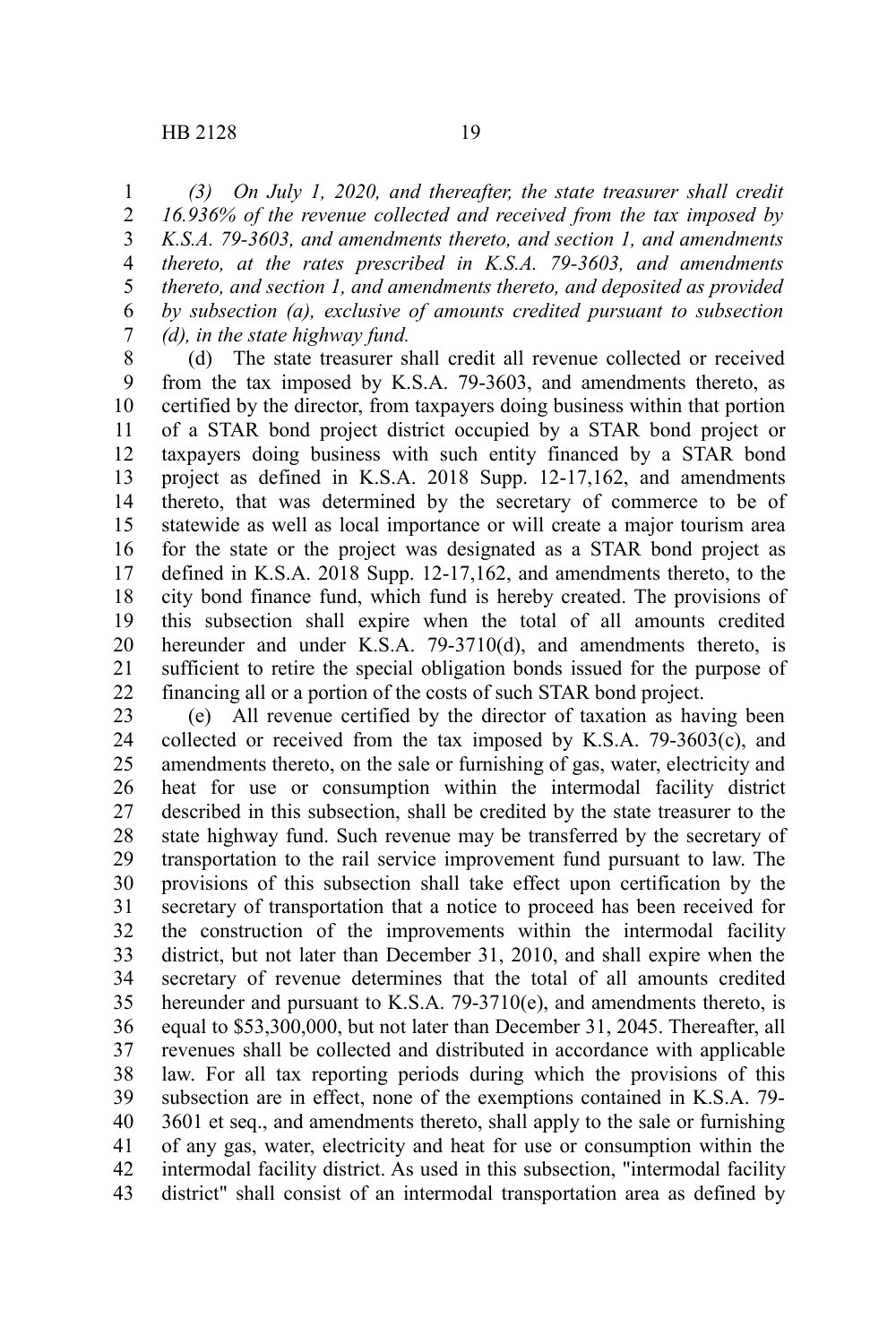*(3) On July 1, 2020, and thereafter, the state treasurer shall credit 16.936% of the revenue collected and received from the tax imposed by K.S.A. 79-3603, and amendments thereto, and section 1, and amendments thereto, at the rates prescribed in K.S.A. 79-3603, and amendments thereto, and section 1, and amendments thereto, and deposited as provided by subsection (a), exclusive of amounts credited pursuant to subsection (d), in the state highway fund.*

(d) The state treasurer shall credit all revenue collected or received from the tax imposed by K.S.A. 79-3603, and amendments thereto, as certified by the director, from taxpayers doing business within that portion of a STAR bond project district occupied by a STAR bond project or taxpayers doing business with such entity financed by a STAR bond project as defined in K.S.A. 2018 Supp. 12-17,162, and amendments thereto, that was determined by the secretary of commerce to be of statewide as well as local importance or will create a major tourism area for the state or the project was designated as a STAR bond project as defined in K.S.A. 2018 Supp. 12-17,162, and amendments thereto, to the city bond finance fund, which fund is hereby created. The provisions of this subsection shall expire when the total of all amounts credited hereunder and under K.S.A. 79-3710(d), and amendments thereto, is sufficient to retire the special obligation bonds issued for the purpose of financing all or a portion of the costs of such STAR bond project.

(e) All revenue certified by the director of taxation as having been collected or received from the tax imposed by K.S.A. 79-3603(c), and amendments thereto, on the sale or furnishing of gas, water, electricity and heat for use or consumption within the intermodal facility district described in this subsection, shall be credited by the state treasurer to the state highway fund. Such revenue may be transferred by the secretary of transportation to the rail service improvement fund pursuant to law. The provisions of this subsection shall take effect upon certification by the secretary of transportation that a notice to proceed has been received for the construction of the improvements within the intermodal facility district, but not later than December 31, 2010, and shall expire when the secretary of revenue determines that the total of all amounts credited hereunder and pursuant to K.S.A. 79-3710(e), and amendments thereto, is equal to $53,300,000, but not later than December 31, 2045. Thereafter, all revenues shall be collected and distributed in accordance with applicable law. For all tax reporting periods during which the provisions of this subsection are in effect, none of the exemptions contained in K.S.A. 79-3601 et seq., and amendments thereto, shall apply to the sale or furnishing of any gas, water, electricity and heat for use or consumption within the intermodal facility district. As used in this subsection, "intermodal facility district" shall consist of an intermodal transportation area as defined by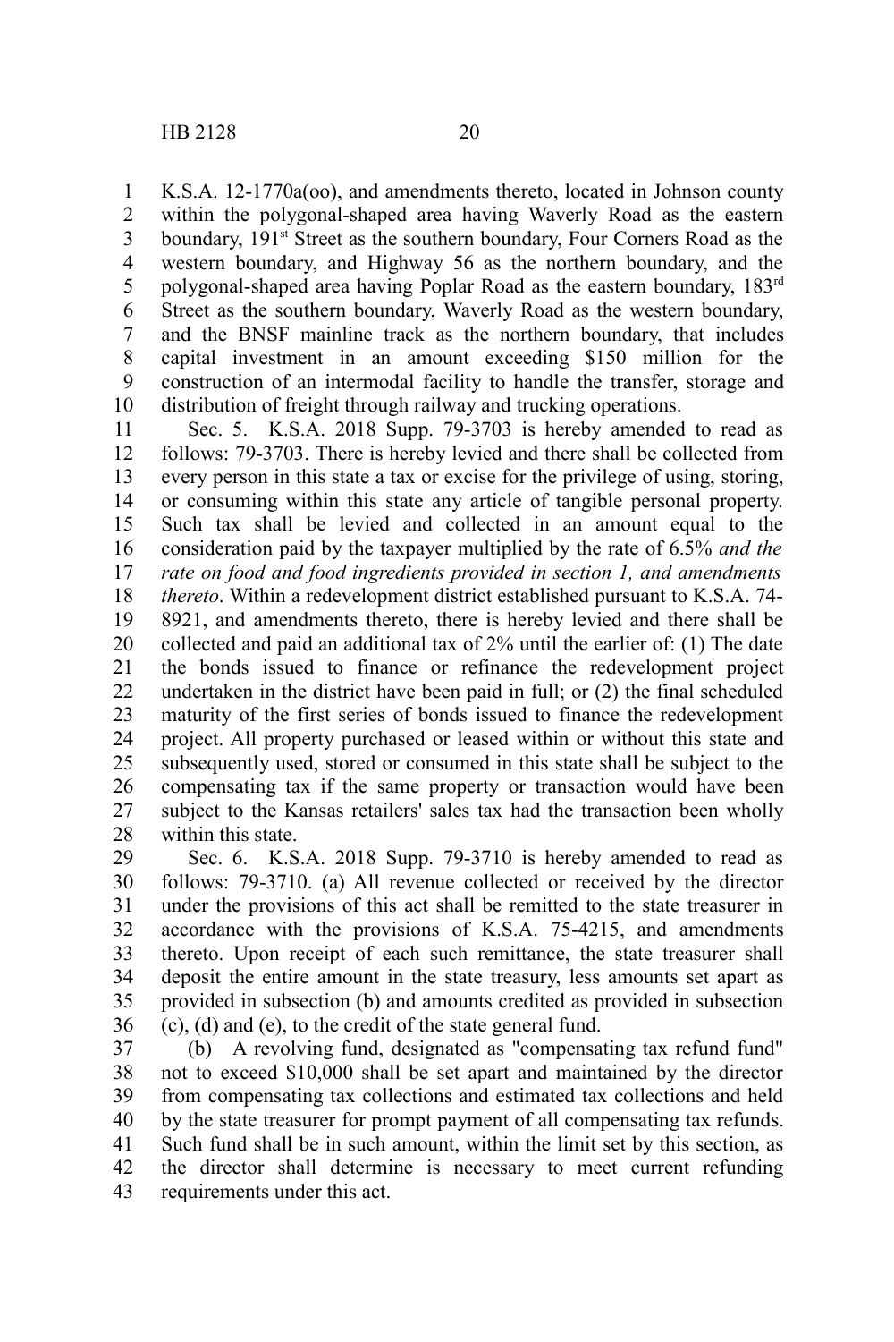K.S.A. 12-1770a(oo), and amendments thereto, located in Johnson county within the polygonal-shaped area having Waverly Road as the eastern boundary, 191st Street as the southern boundary, Four Corners Road as the western boundary, and Highway 56 as the northern boundary, and the polygonal-shaped area having Poplar Road as the eastern boundary, 183rd Street as the southern boundary, Waverly Road as the western boundary, and the BNSF mainline track as the northern boundary, that includes capital investment in an amount exceeding $150 million for the construction of an intermodal facility to handle the transfer, storage and distribution of freight through railway and trucking operations.

Sec. 5. K.S.A. 2018 Supp. 79-3703 is hereby amended to read as follows: 79-3703. There is hereby levied and there shall be collected from every person in this state a tax or excise for the privilege of using, storing, or consuming within this state any article of tangible personal property. Such tax shall be levied and collected in an amount equal to the consideration paid by the taxpayer multiplied by the rate of 6.5% *and the rate on food and food ingredients provided in section 1, and amendments thereto*. Within a redevelopment district established pursuant to K.S.A. 74-8921, and amendments thereto, there is hereby levied and there shall be collected and paid an additional tax of 2% until the earlier of: (1) The date the bonds issued to finance or refinance the redevelopment project undertaken in the district have been paid in full; or (2) the final scheduled maturity of the first series of bonds issued to finance the redevelopment project. All property purchased or leased within or without this state and subsequently used, stored or consumed in this state shall be subject to the compensating tax if the same property or transaction would have been subject to the Kansas retailers' sales tax had the transaction been wholly within this state.

Sec. 6. K.S.A. 2018 Supp. 79-3710 is hereby amended to read as follows: 79-3710. (a) All revenue collected or received by the director under the provisions of this act shall be remitted to the state treasurer in accordance with the provisions of K.S.A. 75-4215, and amendments thereto. Upon receipt of each such remittance, the state treasurer shall deposit the entire amount in the state treasury, less amounts set apart as provided in subsection (b) and amounts credited as provided in subsection (c), (d) and (e), to the credit of the state general fund.

(b) A revolving fund, designated as "compensating tax refund fund" not to exceed $10,000 shall be set apart and maintained by the director from compensating tax collections and estimated tax collections and held by the state treasurer for prompt payment of all compensating tax refunds. Such fund shall be in such amount, within the limit set by this section, as the director shall determine is necessary to meet current refunding requirements under this act.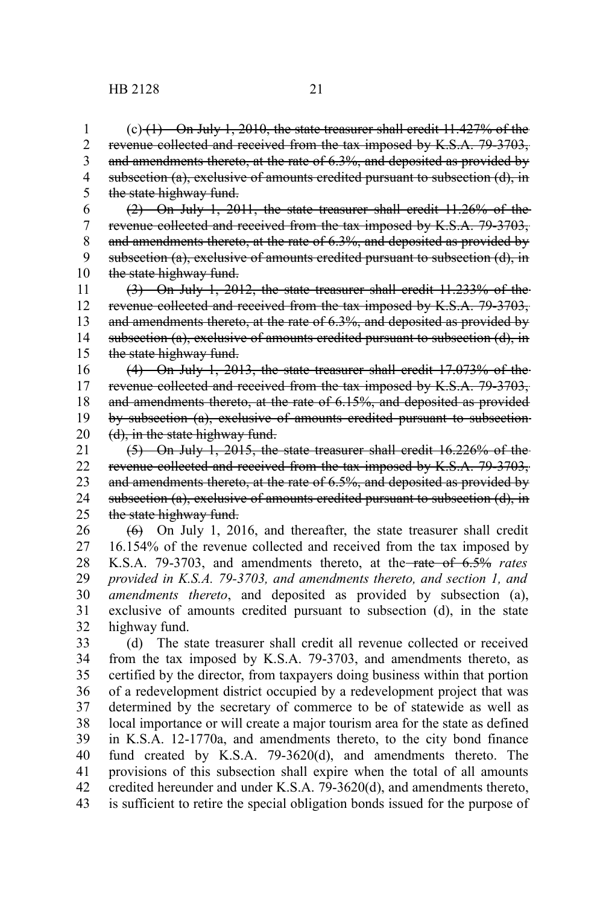(c) ~~(1) On July 1, 2010, the state treasurer shall credit 11.427% of the revenue collected and received from the tax imposed by K.S.A. 79-3703, and amendments thereto, at the rate of 6.3%, and deposited as provided by subsection (a), exclusive of amounts credited pursuant to subsection (d), in the state highway fund.~~

~~(2) On July 1, 2011, the state treasurer shall credit 11.26% of the revenue collected and received from the tax imposed by K.S.A. 79-3703, and amendments thereto, at the rate of 6.3%, and deposited as provided by subsection (a), exclusive of amounts credited pursuant to subsection (d), in the state highway fund.~~

~~(3) On July 1, 2012, the state treasurer shall credit 11.233% of the revenue collected and received from the tax imposed by K.S.A. 79-3703, and amendments thereto, at the rate of 6.3%, and deposited as provided by subsection (a), exclusive of amounts credited pursuant to subsection (d), in the state highway fund.~~

~~(4) On July 1, 2013, the state treasurer shall credit 17.073% of the revenue collected and received from the tax imposed by K.S.A. 79-3703, and amendments thereto, at the rate of 6.15%, and deposited as provided by subsection (a), exclusive of amounts credited pursuant to subsection (d), in the state highway fund.~~

~~(5) On July 1, 2015, the state treasurer shall credit 16.226% of the revenue collected and received from the tax imposed by K.S.A. 79-3703, and amendments thereto, at the rate of 6.5%, and deposited as provided by subsection (a), exclusive of amounts credited pursuant to subsection (d), in the state highway fund.~~

~~(6)~~ On July 1, 2016, and thereafter, the state treasurer shall credit 16.154% of the revenue collected and received from the tax imposed by K.S.A. 79-3703, and amendments thereto, at the ~~rate of 6.5%~~ *rates provided in K.S.A. 79-3703, and amendments thereto, and section 1, and amendments thereto*, and deposited as provided by subsection (a), exclusive of amounts credited pursuant to subsection (d), in the state highway fund.

(d) The state treasurer shall credit all revenue collected or received from the tax imposed by K.S.A. 79-3703, and amendments thereto, as certified by the director, from taxpayers doing business within that portion of a redevelopment district occupied by a redevelopment project that was determined by the secretary of commerce to be of statewide as well as local importance or will create a major tourism area for the state as defined in K.S.A. 12-1770a, and amendments thereto, to the city bond finance fund created by K.S.A. 79-3620(d), and amendments thereto. The provisions of this subsection shall expire when the total of all amounts credited hereunder and under K.S.A. 79-3620(d), and amendments thereto, is sufficient to retire the special obligation bonds issued for the purpose of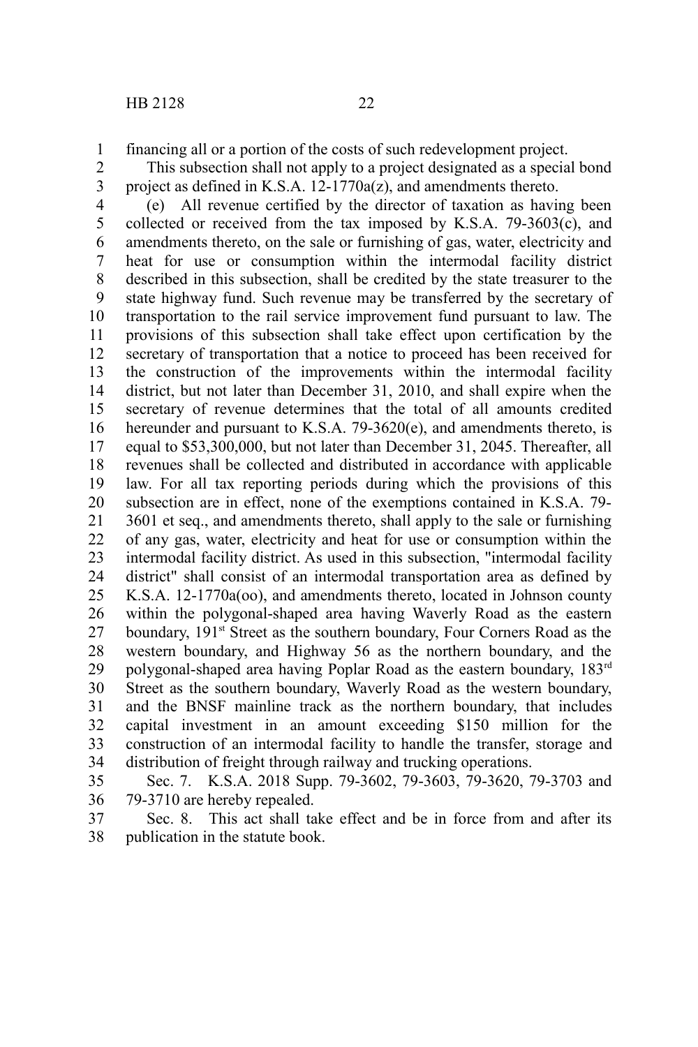financing all or a portion of the costs of such redevelopment project.

This subsection shall not apply to a project designated as a special bond project as defined in K.S.A. 12-1770a(z), and amendments thereto.

(e) All revenue certified by the director of taxation as having been collected or received from the tax imposed by K.S.A. 79-3603(c), and amendments thereto, on the sale or furnishing of gas, water, electricity and heat for use or consumption within the intermodal facility district described in this subsection, shall be credited by the state treasurer to the state highway fund. Such revenue may be transferred by the secretary of transportation to the rail service improvement fund pursuant to law. The provisions of this subsection shall take effect upon certification by the secretary of transportation that a notice to proceed has been received for the construction of the improvements within the intermodal facility district, but not later than December 31, 2010, and shall expire when the secretary of revenue determines that the total of all amounts credited hereunder and pursuant to K.S.A. 79-3620(e), and amendments thereto, is equal to $53,300,000, but not later than December 31, 2045. Thereafter, all revenues shall be collected and distributed in accordance with applicable law. For all tax reporting periods during which the provisions of this subsection are in effect, none of the exemptions contained in K.S.A. 79-3601 et seq., and amendments thereto, shall apply to the sale or furnishing of any gas, water, electricity and heat for use or consumption within the intermodal facility district. As used in this subsection, "intermodal facility district" shall consist of an intermodal transportation area as defined by K.S.A. 12-1770a(oo), and amendments thereto, located in Johnson county within the polygonal-shaped area having Waverly Road as the eastern boundary, 191st Street as the southern boundary, Four Corners Road as the western boundary, and Highway 56 as the northern boundary, and the polygonal-shaped area having Poplar Road as the eastern boundary, 183rd Street as the southern boundary, Waverly Road as the western boundary, and the BNSF mainline track as the northern boundary, that includes capital investment in an amount exceeding $150 million for the construction of an intermodal facility to handle the transfer, storage and distribution of freight through railway and trucking operations.

Sec. 7. K.S.A. 2018 Supp. 79-3602, 79-3603, 79-3620, 79-3703 and 79-3710 are hereby repealed.

Sec. 8. This act shall take effect and be in force from and after its publication in the statute book.